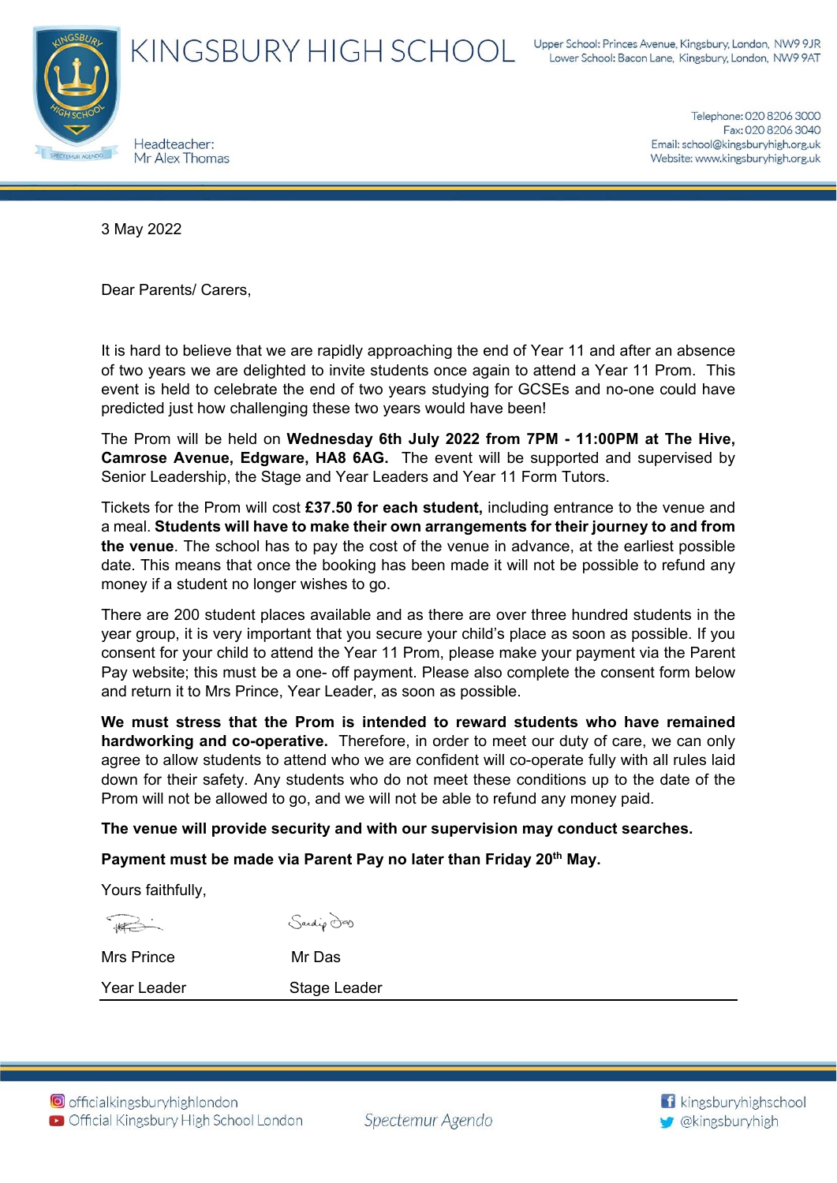# KINGSBURY HIGH SCHOOL

Headteacher:
Mr Alex Thomas

Upper School: Princes Avenue, Kingsbury, London, NW9 9JR
Lower School: Bacon Lane, Kingsbury, London, NW9 9AT

Telephone: 020 8206 3000
Fax: 020 8206 3040
Email: school@kingsburyhigh.org.uk
Website: www.kingsburyhigh.org.uk

3 May 2022

Dear Parents/ Carers,

It is hard to believe that we are rapidly approaching the end of Year 11 and after an absence of two years we are delighted to invite students once again to attend a Year 11 Prom. This event is held to celebrate the end of two years studying for GCSEs and no-one could have predicted just how challenging these two years would have been!

The Prom will be held on **Wednesday 6th July 2022 from 7PM - 11:00PM at The Hive, Camrose Avenue, Edgware, HA8 6AG.** The event will be supported and supervised by Senior Leadership, the Stage and Year Leaders and Year 11 Form Tutors.

Tickets for the Prom will cost **£37.50 for each student,** including entrance to the venue and a meal. **Students will have to make their own arrangements for their journey to and from the venue**. The school has to pay the cost of the venue in advance, at the earliest possible date. This means that once the booking has been made it will not be possible to refund any money if a student no longer wishes to go.

There are 200 student places available and as there are over three hundred students in the year group, it is very important that you secure your child's place as soon as possible. If you consent for your child to attend the Year 11 Prom, please make your payment via the Parent Pay website; this must be a one- off payment. Please also complete the consent form below and return it to Mrs Prince, Year Leader, as soon as possible.

**We must stress that the Prom is intended to reward students who have remained hardworking and co-operative.** Therefore, in order to meet our duty of care, we can only agree to allow students to attend who we are confident will co-operate fully with all rules laid down for their safety. Any students who do not meet these conditions up to the date of the Prom will not be allowed to go, and we will not be able to refund any money paid.

**The venue will provide security and with our supervision may conduct searches.**

**Payment must be made via Parent Pay no later than Friday 20th May.**

Yours faithfully,

| Mrs Prince | Mr Das |
|---|---|
| Year Leader | Stage Leader |

officialkingsburyhighlondon
Official Kingsbury High School London
*Spectemur Agendo*
kingsburyhighschool
@kingsburyhigh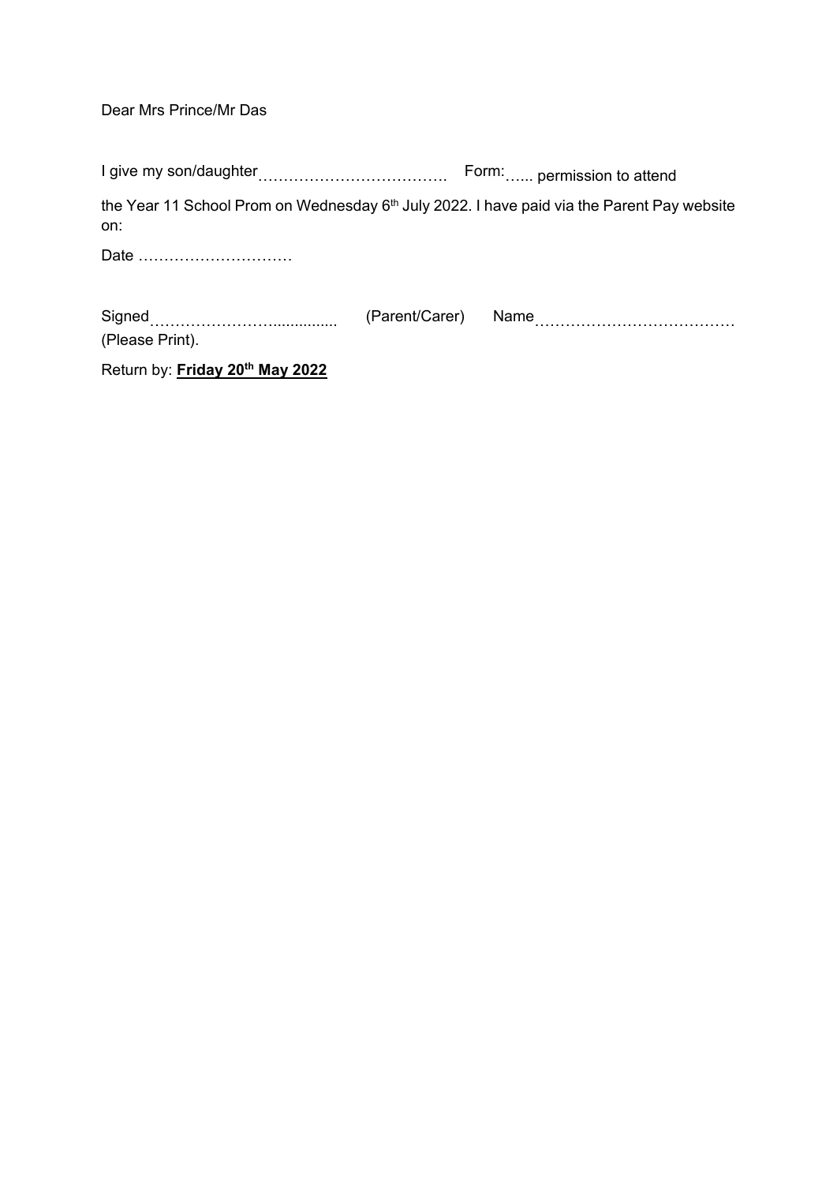Dear Mrs Prince/Mr Das

I give my son/daughter………………………………. Form:…... permission to attend the Year 11 School Prom on Wednesday 6th July 2022. I have paid via the Parent Pay website on:

Date …………………………

Signed……………………............... (Parent/Carer) Name………………………………… (Please Print).

Return by: **Friday 20th May 2022**